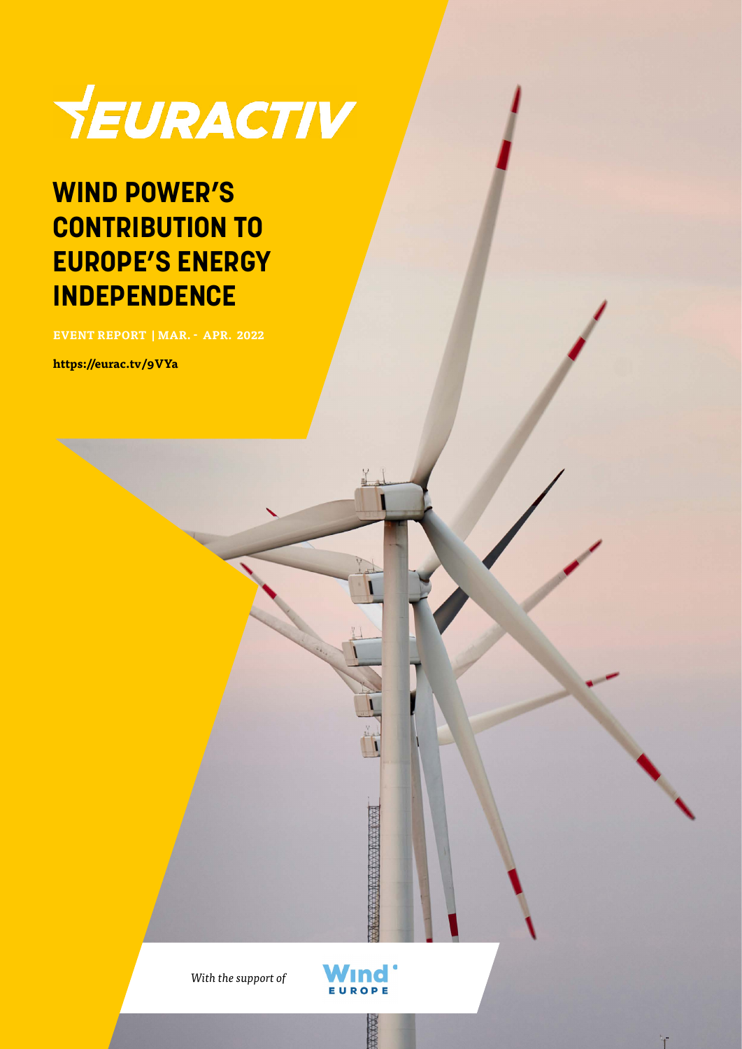EURACTIV

# WIND POWER'S CONTRIBUTION TO EUROPE'S ENERGY INDEPENDENCE

**EVENT REPORT | MAR. - APR. 2022**

**https://eurac.tv/9VYa**

*With the support of* WindEurope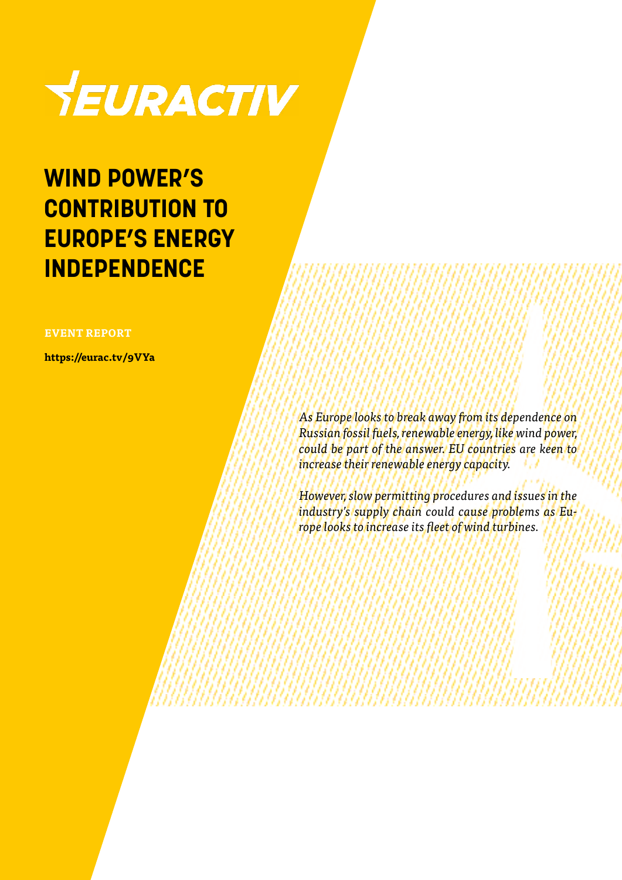EURACTIV

# WIND POWER'S CONTRIBUTION TO EUROPE'S ENERGY INDEPENDENCE

**EVENT REPORT**

**https://eurac.tv/9VYa**

*As Europe looks to break away from its dependence on Russian fossil fuels, renewable energy, like wind power, could be part of the answer. EU countries are keen to increase their renewable energy capacity.*

*However, slow permitting procedures and issues in the industry's supply chain could cause problems as Europe looks to increase its fleet of wind turbines.*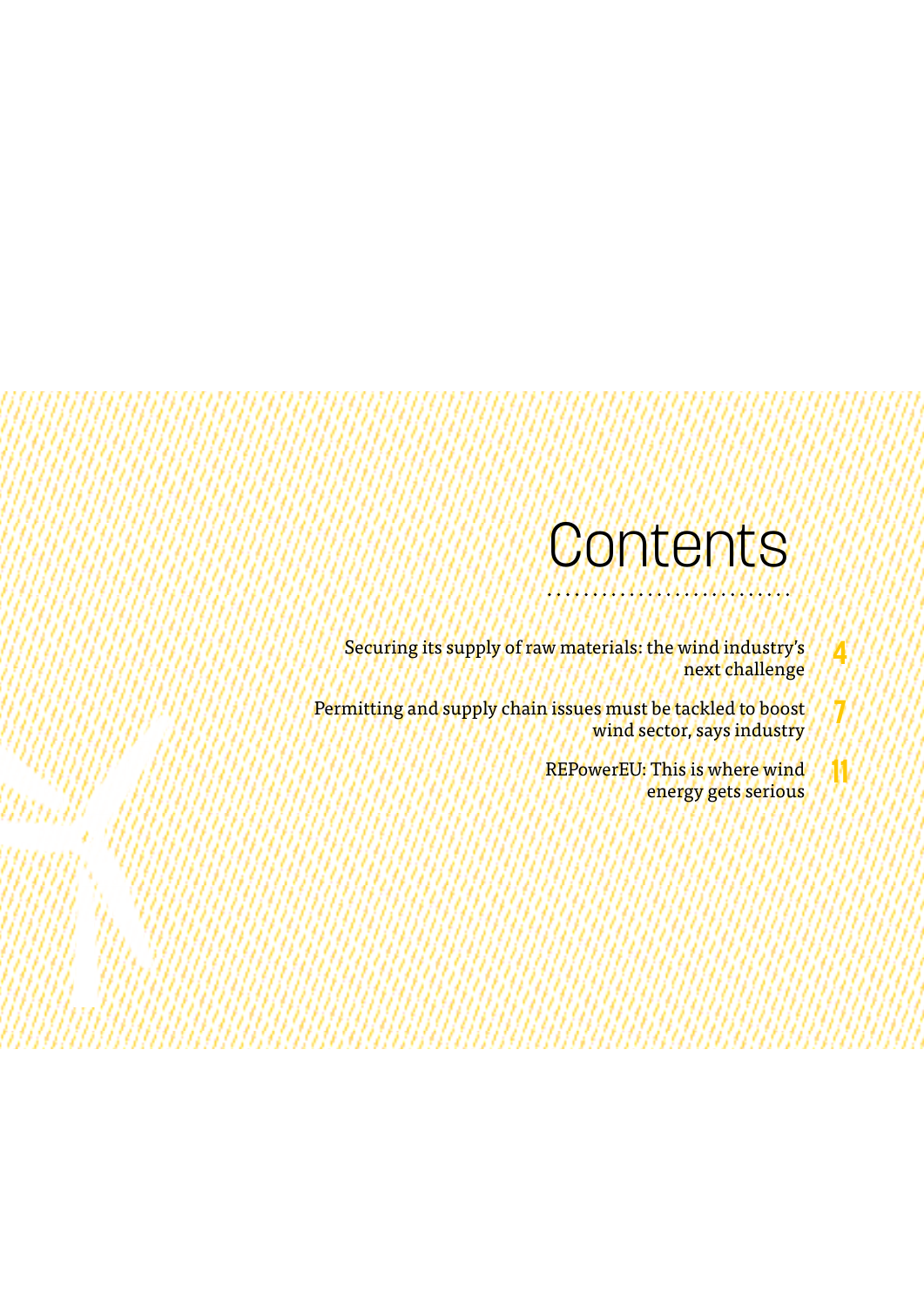# Contents

Securing its supply of raw materials: the wind industry's next challenge 4

Permitting and supply chain issues must be tackled to boost wind sector, says industry 7

REPowerEU: This is where wind energy gets serious 11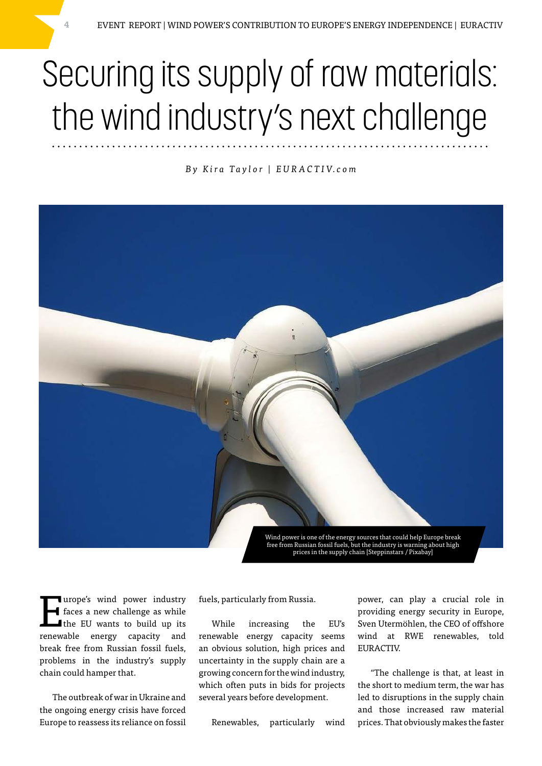# Securing its supply of raw materials: the wind industry's next challenge

*By Kira Taylor | EURACTIV.com*

Wind power is one of the energy sources that could help Europe break free from Russian fossil fuels, but the industry is warning about high prices in the supply chain [Steppinstars / Pixabay]

Europe's wind power industry faces a new challenge as while the EU wants to build up its renewable energy capacity and break free from Russian fossil fuels, problems in the industry's supply chain could hamper that.

The outbreak of war in Ukraine and the ongoing energy crisis have forced Europe to reassess its reliance on fossil fuels, particularly from Russia.

While increasing the EU's renewable energy capacity seems an obvious solution, high prices and uncertainty in the supply chain are a growing concern for the wind industry, which often puts in bids for projects several years before development.

Renewables, particularly wind power, can play a crucial role in providing energy security in Europe, Sven Utermöhlen, the CEO of offshore wind at RWE renewables, told EURACTIV.

"The challenge is that, at least in the short to medium term, the war has led to disruptions in the supply chain and those increased raw material prices. That obviously makes the faster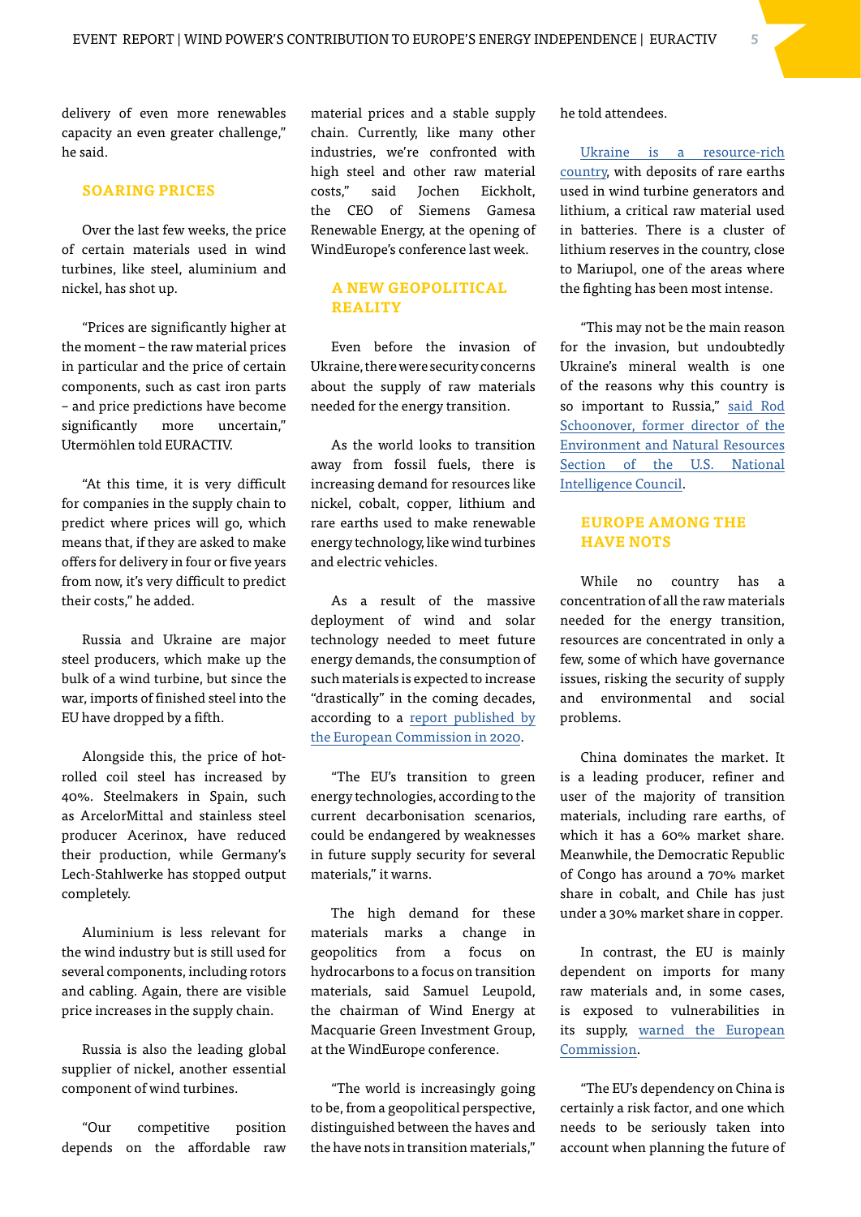delivery of even more renewables capacity an even greater challenge," he said.

## SOARING PRICES

Over the last few weeks, the price of certain materials used in wind turbines, like steel, aluminium and nickel, has shot up.

"Prices are significantly higher at the moment – the raw material prices in particular and the price of certain components, such as cast iron parts – and price predictions have become significantly more uncertain," Utermöhlen told EURACTIV.

"At this time, it is very difficult for companies in the supply chain to predict where prices will go, which means that, if they are asked to make offers for delivery in four or five years from now, it's very difficult to predict their costs," he added.

Russia and Ukraine are major steel producers, which make up the bulk of a wind turbine, but since the war, imports of finished steel into the EU have dropped by a fifth.

Alongside this, the price of hot-rolled coil steel has increased by 40%. Steelmakers in Spain, such as ArcelorMittal and stainless steel producer Acerinox, have reduced their production, while Germany's Lech-Stahlwerke has stopped output completely.

Aluminium is less relevant for the wind industry but is still used for several components, including rotors and cabling. Again, there are visible price increases in the supply chain.

Russia is also the leading global supplier of nickel, another essential component of wind turbines.

"Our competitive position depends on the affordable raw material prices and a stable supply chain. Currently, like many other industries, we're confronted with high steel and other raw material costs," said Jochen Eickholt, the CEO of Siemens Gamesa Renewable Energy, at the opening of WindEurope's conference last week.

## A NEW GEOPOLITICAL REALITY

Even before the invasion of Ukraine, there were security concerns about the supply of raw materials needed for the energy transition.

As the world looks to transition away from fossil fuels, there is increasing demand for resources like nickel, cobalt, copper, lithium and rare earths used to make renewable energy technology, like wind turbines and electric vehicles.

As a result of the massive deployment of wind and solar technology needed to meet future energy demands, the consumption of such materials is expected to increase "drastically" in the coming decades, according to a report published by the European Commission in 2020.

"The EU's transition to green energy technologies, according to the current decarbonisation scenarios, could be endangered by weaknesses in future supply security for several materials," it warns.

The high demand for these materials marks a change in geopolitics from a focus on hydrocarbons to a focus on transition materials, said Samuel Leupold, the chairman of Wind Energy at Macquarie Green Investment Group, at the WindEurope conference.

"The world is increasingly going to be, from a geopolitical perspective, distinguished between the haves and the have nots in transition materials," he told attendees.

Ukraine is a resource-rich country, with deposits of rare earths used in wind turbine generators and lithium, a critical raw material used in batteries. There is a cluster of lithium reserves in the country, close to Mariupol, one of the areas where the fighting has been most intense.

"This may not be the main reason for the invasion, but undoubtedly Ukraine's mineral wealth is one of the reasons why this country is so important to Russia," said Rod Schoonover, former director of the Environment and Natural Resources Section of the U.S. National Intelligence Council.

## EUROPE AMONG THE HAVE NOTS

While no country has a concentration of all the raw materials needed for the energy transition, resources are concentrated in only a few, some of which have governance issues, risking the security of supply and environmental and social problems.

China dominates the market. It is a leading producer, refiner and user of the majority of transition materials, including rare earths, of which it has a 60% market share. Meanwhile, the Democratic Republic of Congo has around a 70% market share in cobalt, and Chile has just under a 30% market share in copper.

In contrast, the EU is mainly dependent on imports for many raw materials and, in some cases, is exposed to vulnerabilities in its supply, warned the European Commission.

"The EU's dependency on China is certainly a risk factor, and one which needs to be seriously taken into account when planning the future of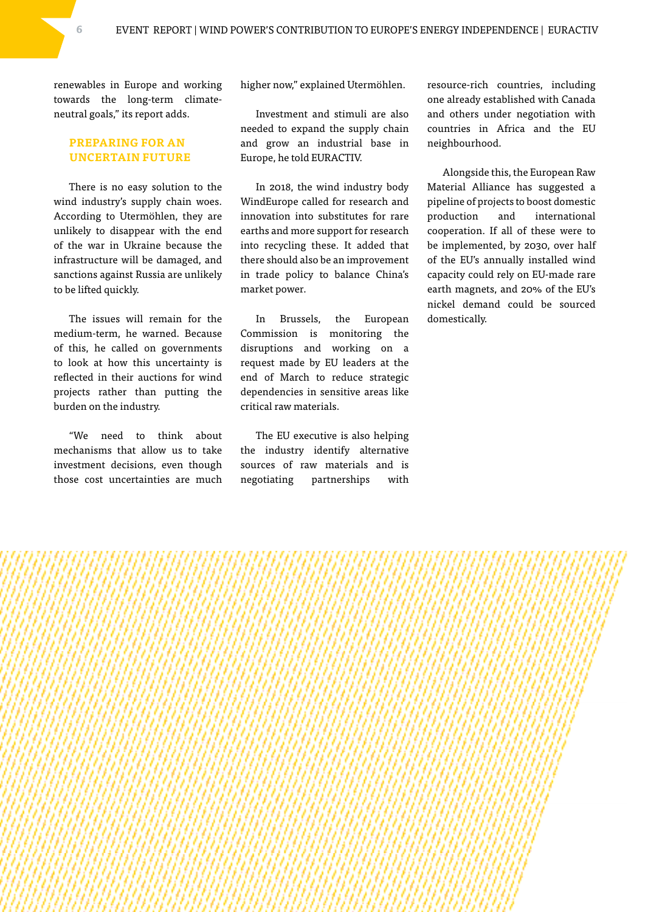renewables in Europe and working towards the long-term climate-neutral goals," its report adds.

## PREPARING FOR AN UNCERTAIN FUTURE

There is no easy solution to the wind industry's supply chain woes. According to Utermöhlen, they are unlikely to disappear with the end of the war in Ukraine because the infrastructure will be damaged, and sanctions against Russia are unlikely to be lifted quickly.

The issues will remain for the medium-term, he warned. Because of this, he called on governments to look at how this uncertainty is reflected in their auctions for wind projects rather than putting the burden on the industry.

"We need to think about mechanisms that allow us to take investment decisions, even though those cost uncertainties are much higher now," explained Utermöhlen.

Investment and stimuli are also needed to expand the supply chain and grow an industrial base in Europe, he told EURACTIV.

In 2018, the wind industry body WindEurope called for research and innovation into substitutes for rare earths and more support for research into recycling these. It added that there should also be an improvement in trade policy to balance China's market power.

In Brussels, the European Commission is monitoring the disruptions and working on a request made by EU leaders at the end of March to reduce strategic dependencies in sensitive areas like critical raw materials.

The EU executive is also helping the industry identify alternative sources of raw materials and is negotiating partnerships with resource-rich countries, including one already established with Canada and others under negotiation with countries in Africa and the EU neighbourhood.

Alongside this, the European Raw Material Alliance has suggested a pipeline of projects to boost domestic production and international cooperation. If all of these were to be implemented, by 2030, over half of the EU's annually installed wind capacity could rely on EU-made rare earth magnets, and 20% of the EU's nickel demand could be sourced domestically.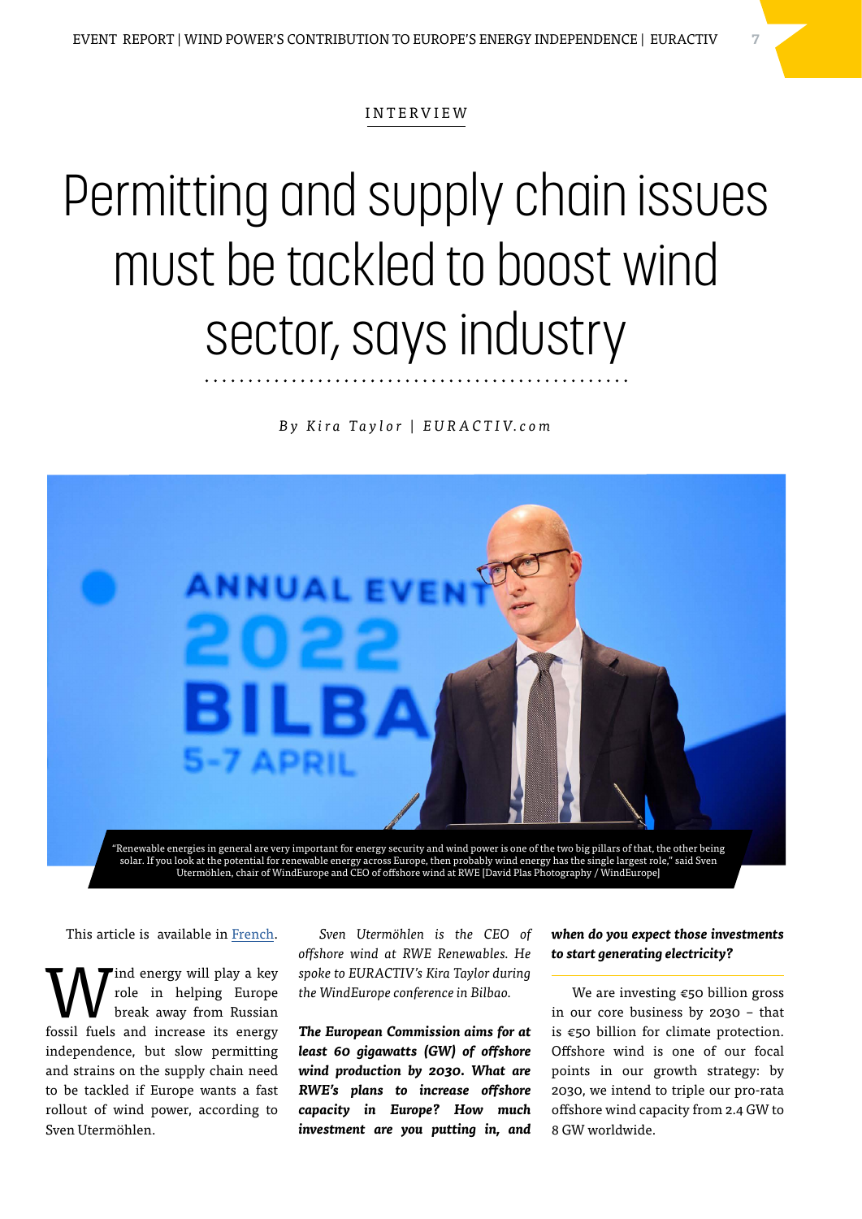INTERVIEW

# Permitting and supply chain issues must be tackled to boost wind sector, says industry

*By Kira Taylor | EURACTIV.com*

"Renewable energies in general are very important for energy security and wind power is one of the two big pillars of that, the other being solar. If you look at the potential for renewable energy across Europe, then probably wind energy has the single largest role," said Sven Utermöhlen, chair of WindEurope and CEO of offshore wind at RWE [David Plas Photography / WindEurope]

This article is available in French.

Wind energy will play a key role in helping Europe break away from Russian fossil fuels and increase its energy independence, but slow permitting and strains on the supply chain need to be tackled if Europe wants a fast rollout of wind power, according to Sven Utermöhlen.

*Sven Utermöhlen is the CEO of offshore wind at RWE Renewables. He spoke to EURACTIV's Kira Taylor during the WindEurope conference in Bilbao.*

***The European Commission aims for at least 60 gigawatts (GW) of offshore wind production by 2030. What are RWE's plans to increase offshore capacity in Europe? How much investment are you putting in, and when do you expect those investments to start generating electricity?***

We are investing €50 billion gross in our core business by 2030 – that is €50 billion for climate protection. Offshore wind is one of our focal points in our growth strategy: by 2030, we intend to triple our pro-rata offshore wind capacity from 2.4 GW to 8 GW worldwide.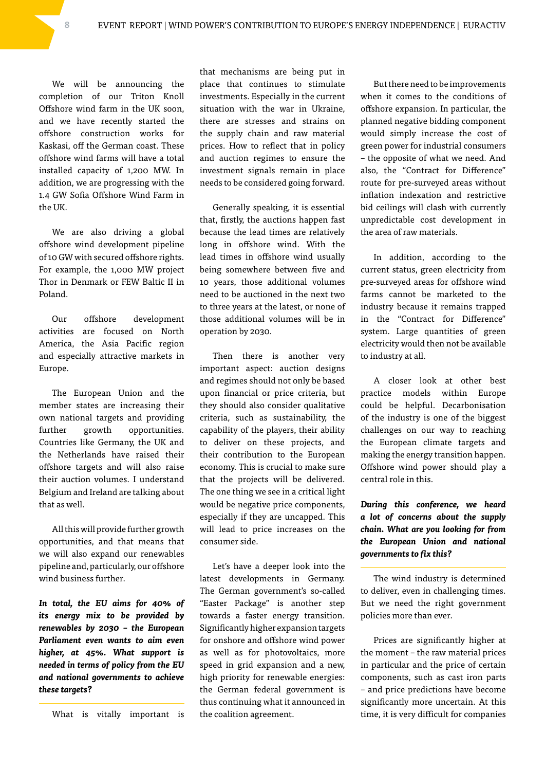We will be announcing the completion of our Triton Knoll Offshore wind farm in the UK soon, and we have recently started the offshore construction works for Kaskasi, off the German coast. These offshore wind farms will have a total installed capacity of 1,200 MW. In addition, we are progressing with the 1.4 GW Sofia Offshore Wind Farm in the UK.

We are also driving a global offshore wind development pipeline of 10 GW with secured offshore rights. For example, the 1,000 MW project Thor in Denmark or FEW Baltic II in Poland.

Our offshore development activities are focused on North America, the Asia Pacific region and especially attractive markets in Europe.

The European Union and the member states are increasing their own national targets and providing further growth opportunities. Countries like Germany, the UK and the Netherlands have raised their offshore targets and will also raise their auction volumes. I understand Belgium and Ireland are talking about that as well.

All this will provide further growth opportunities, and that means that we will also expand our renewables pipeline and, particularly, our offshore wind business further.

***In total, the EU aims for 40% of its energy mix to be provided by renewables by 2030 – the European Parliament even wants to aim even higher, at 45%. What support is needed in terms of policy from the EU and national governments to achieve these targets?***

What is vitally important is that mechanisms are being put in place that continues to stimulate investments. Especially in the current situation with the war in Ukraine, there are stresses and strains on the supply chain and raw material prices. How to reflect that in policy and auction regimes to ensure the investment signals remain in place needs to be considered going forward.

Generally speaking, it is essential that, firstly, the auctions happen fast because the lead times are relatively long in offshore wind. With the lead times in offshore wind usually being somewhere between five and 10 years, those additional volumes need to be auctioned in the next two to three years at the latest, or none of those additional volumes will be in operation by 2030.

Then there is another very important aspect: auction designs and regimes should not only be based upon financial or price criteria, but they should also consider qualitative criteria, such as sustainability, the capability of the players, their ability to deliver on these projects, and their contribution to the European economy. This is crucial to make sure that the projects will be delivered. The one thing we see in a critical light would be negative price components, especially if they are uncapped. This will lead to price increases on the consumer side.

Let's have a deeper look into the latest developments in Germany. The German government's so-called "Easter Package" is another step towards a faster energy transition. Significantly higher expansion targets for onshore and offshore wind power as well as for photovoltaics, more speed in grid expansion and a new, high priority for renewable energies: the German federal government is thus continuing what it announced in the coalition agreement.

But there need to be improvements when it comes to the conditions of offshore expansion. In particular, the planned negative bidding component would simply increase the cost of green power for industrial consumers – the opposite of what we need. And also, the "Contract for Difference" route for pre-surveyed areas without inflation indexation and restrictive bid ceilings will clash with currently unpredictable cost development in the area of raw materials.

In addition, according to the current status, green electricity from pre-surveyed areas for offshore wind farms cannot be marketed to the industry because it remains trapped in the "Contract for Difference" system. Large quantities of green electricity would then not be available to industry at all.

A closer look at other best practice models within Europe could be helpful. Decarbonisation of the industry is one of the biggest challenges on our way to reaching the European climate targets and making the energy transition happen. Offshore wind power should play a central role in this.

***During this conference, we heard a lot of concerns about the supply chain. What are you looking for from the European Union and national governments to fix this?***

The wind industry is determined to deliver, even in challenging times. But we need the right government policies more than ever.

Prices are significantly higher at the moment – the raw material prices in particular and the price of certain components, such as cast iron parts – and price predictions have become significantly more uncertain. At this time, it is very difficult for companies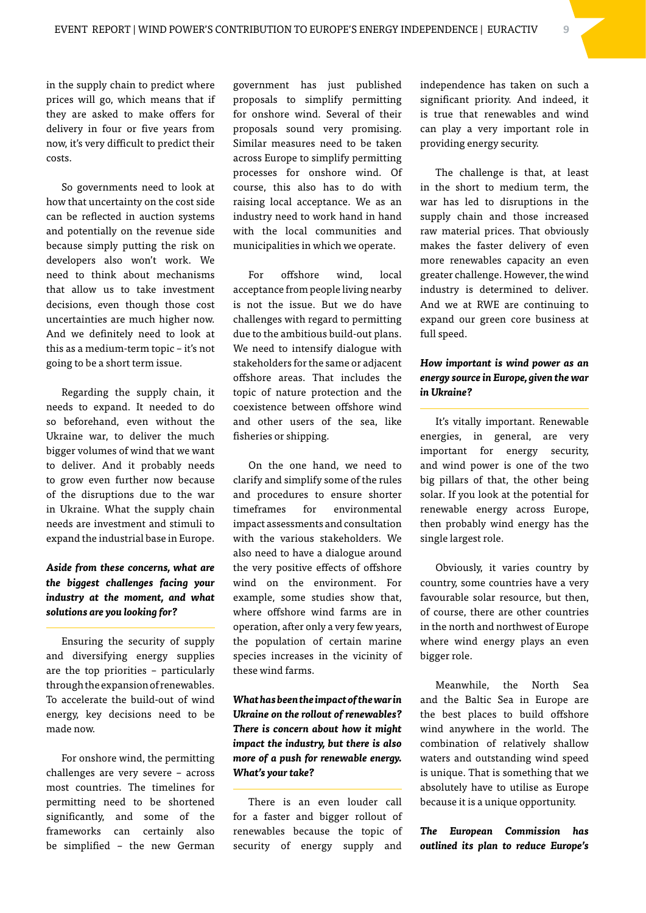in the supply chain to predict where prices will go, which means that if they are asked to make offers for delivery in four or five years from now, it's very difficult to predict their costs.

So governments need to look at how that uncertainty on the cost side can be reflected in auction systems and potentially on the revenue side because simply putting the risk on developers also won't work. We need to think about mechanisms that allow us to take investment decisions, even though those cost uncertainties are much higher now. And we definitely need to look at this as a medium-term topic – it's not going to be a short term issue.

Regarding the supply chain, it needs to expand. It needed to do so beforehand, even without the Ukraine war, to deliver the much bigger volumes of wind that we want to deliver. And it probably needs to grow even further now because of the disruptions due to the war in Ukraine. What the supply chain needs are investment and stimuli to expand the industrial base in Europe.

***Aside from these concerns, what are the biggest challenges facing your industry at the moment, and what solutions are you looking for?***

Ensuring the security of supply and diversifying energy supplies are the top priorities – particularly through the expansion of renewables. To accelerate the build-out of wind energy, key decisions need to be made now.

For onshore wind, the permitting challenges are very severe – across most countries. The timelines for permitting need to be shortened significantly, and some of the frameworks can certainly also be simplified – the new German government has just published proposals to simplify permitting for onshore wind. Several of their proposals sound very promising. Similar measures need to be taken across Europe to simplify permitting processes for onshore wind. Of course, this also has to do with raising local acceptance. We as an industry need to work hand in hand with the local communities and municipalities in which we operate.

For offshore wind, local acceptance from people living nearby is not the issue. But we do have challenges with regard to permitting due to the ambitious build-out plans. We need to intensify dialogue with stakeholders for the same or adjacent offshore areas. That includes the topic of nature protection and the coexistence between offshore wind and other users of the sea, like fisheries or shipping.

On the one hand, we need to clarify and simplify some of the rules and procedures to ensure shorter timeframes for environmental impact assessments and consultation with the various stakeholders. We also need to have a dialogue around the very positive effects of offshore wind on the environment. For example, some studies show that, where offshore wind farms are in operation, after only a very few years, the population of certain marine species increases in the vicinity of these wind farms.

***What has been the impact of the war in Ukraine on the rollout of renewables? There is concern about how it might impact the industry, but there is also more of a push for renewable energy. What's your take?***

There is an even louder call for a faster and bigger rollout of renewables because the topic of security of energy supply and independence has taken on such a significant priority. And indeed, it is true that renewables and wind can play a very important role in providing energy security.

The challenge is that, at least in the short to medium term, the war has led to disruptions in the supply chain and those increased raw material prices. That obviously makes the faster delivery of even more renewables capacity an even greater challenge. However, the wind industry is determined to deliver. And we at RWE are continuing to expand our green core business at full speed.

***How important is wind power as an energy source in Europe, given the war in Ukraine?***

It's vitally important. Renewable energies, in general, are very important for energy security, and wind power is one of the two big pillars of that, the other being solar. If you look at the potential for renewable energy across Europe, then probably wind energy has the single largest role.

Obviously, it varies country by country, some countries have a very favourable solar resource, but then, of course, there are other countries in the north and northwest of Europe where wind energy plays an even bigger role.

Meanwhile, the North Sea and the Baltic Sea in Europe are the best places to build offshore wind anywhere in the world. The combination of relatively shallow waters and outstanding wind speed is unique. That is something that we absolutely have to utilise as Europe because it is a unique opportunity.

***The European Commission has outlined its plan to reduce Europe's***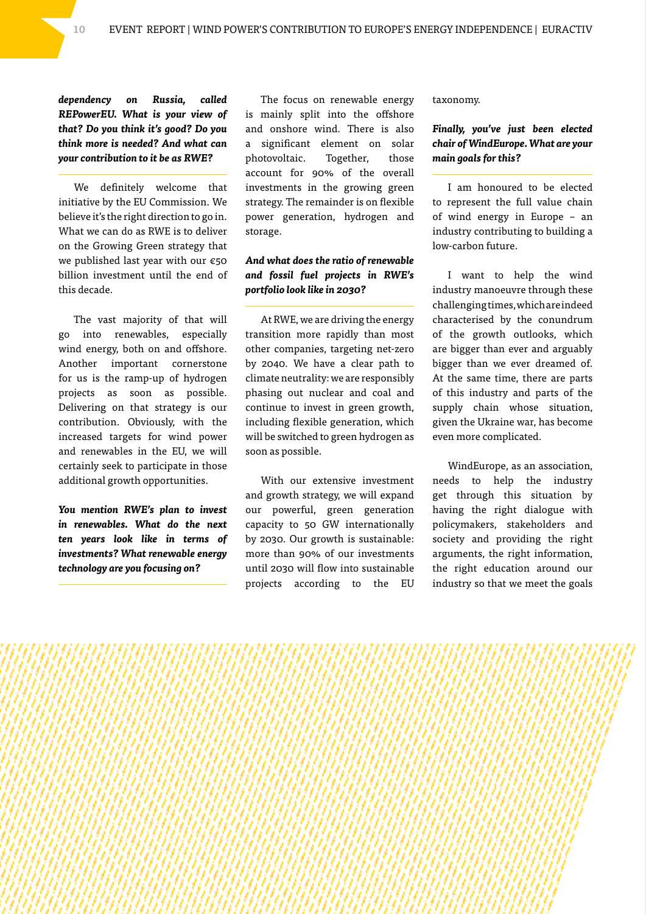***dependency on Russia, called REPowerEU. What is your view of that? Do you think it's good? Do you think more is needed? And what can your contribution to it be as RWE?***

We definitely welcome that initiative by the EU Commission. We believe it's the right direction to go in. What we can do as RWE is to deliver on the Growing Green strategy that we published last year with our €50 billion investment until the end of this decade.

The vast majority of that will go into renewables, especially wind energy, both on and offshore. Another important cornerstone for us is the ramp-up of hydrogen projects as soon as possible. Delivering on that strategy is our contribution. Obviously, with the increased targets for wind power and renewables in the EU, we will certainly seek to participate in those additional growth opportunities.

***You mention RWE's plan to invest in renewables. What do the next ten years look like in terms of investments? What renewable energy technology are you focusing on?***

The focus on renewable energy is mainly split into the offshore and onshore wind. There is also a significant element on solar photovoltaic. Together, those account for 90% of the overall investments in the growing green strategy. The remainder is on flexible power generation, hydrogen and storage.

***And what does the ratio of renewable and fossil fuel projects in RWE's portfolio look like in 2030?***

At RWE, we are driving the energy transition more rapidly than most other companies, targeting net-zero by 2040. We have a clear path to climate neutrality: we are responsibly phasing out nuclear and coal and continue to invest in green growth, including flexible generation, which will be switched to green hydrogen as soon as possible.

With our extensive investment and growth strategy, we will expand our powerful, green generation capacity to 50 GW internationally by 2030. Our growth is sustainable: more than 90% of our investments until 2030 will flow into sustainable projects according to the EU taxonomy.

***Finally, you've just been elected chair of WindEurope. What are your main goals for this?***

I am honoured to be elected to represent the full value chain of wind energy in Europe – an industry contributing to building a low-carbon future.

I want to help the wind industry manoeuvre through these challenging times, which are indeed characterised by the conundrum of the growth outlooks, which are bigger than ever and arguably bigger than we ever dreamed of. At the same time, there are parts of this industry and parts of the supply chain whose situation, given the Ukraine war, has become even more complicated.

WindEurope, as an association, needs to help the industry get through this situation by having the right dialogue with policymakers, stakeholders and society and providing the right arguments, the right information, the right education around our industry so that we meet the goals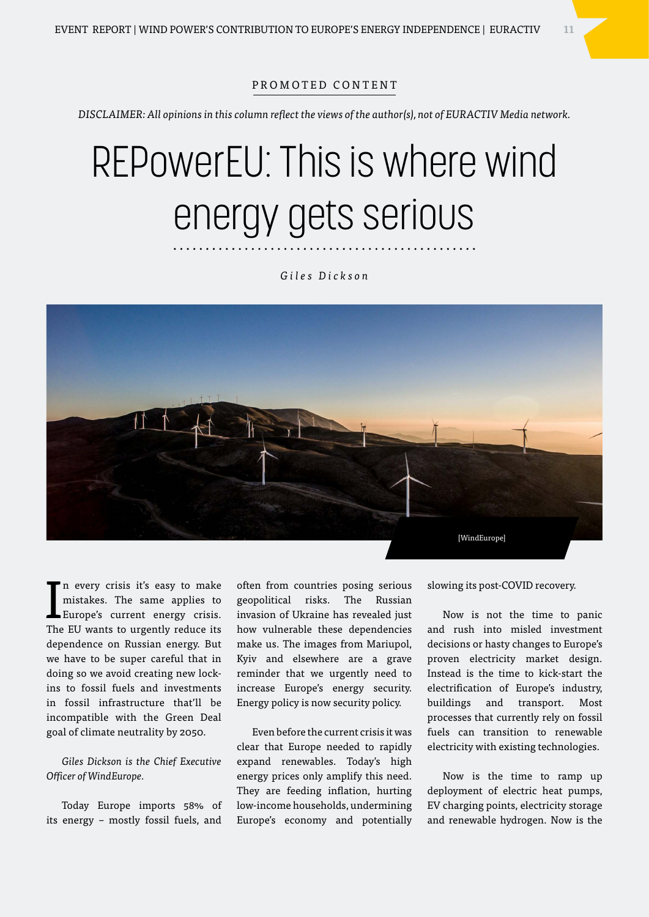PROMOTED CONTENT

*DISCLAIMER: All opinions in this column reflect the views of the author(s), not of EURACTIV Media network.*

# REPowerEU: This is where wind energy gets serious

*Giles Dickson*

[WindEurope]

In every crisis it's easy to make mistakes. The same applies to Europe's current energy crisis. The EU wants to urgently reduce its dependence on Russian energy. But we have to be super careful that in doing so we avoid creating new lock-ins to fossil fuels and investments in fossil infrastructure that'll be incompatible with the Green Deal goal of climate neutrality by 2050.

*Giles Dickson is the Chief Executive Officer of WindEurope.*

Today Europe imports 58% of its energy – mostly fossil fuels, and often from countries posing serious geopolitical risks. The Russian invasion of Ukraine has revealed just how vulnerable these dependencies make us. The images from Mariupol, Kyiv and elsewhere are a grave reminder that we urgently need to increase Europe's energy security. Energy policy is now security policy.

Even before the current crisis it was clear that Europe needed to rapidly expand renewables. Today's high energy prices only amplify this need. They are feeding inflation, hurting low-income households, undermining Europe's economy and potentially slowing its post-COVID recovery.

Now is not the time to panic and rush into misled investment decisions or hasty changes to Europe's proven electricity market design. Instead is the time to kick-start the electrification of Europe's industry, buildings and transport. Most processes that currently rely on fossil fuels can transition to renewable electricity with existing technologies.

Now is the time to ramp up deployment of electric heat pumps, EV charging points, electricity storage and renewable hydrogen. Now is the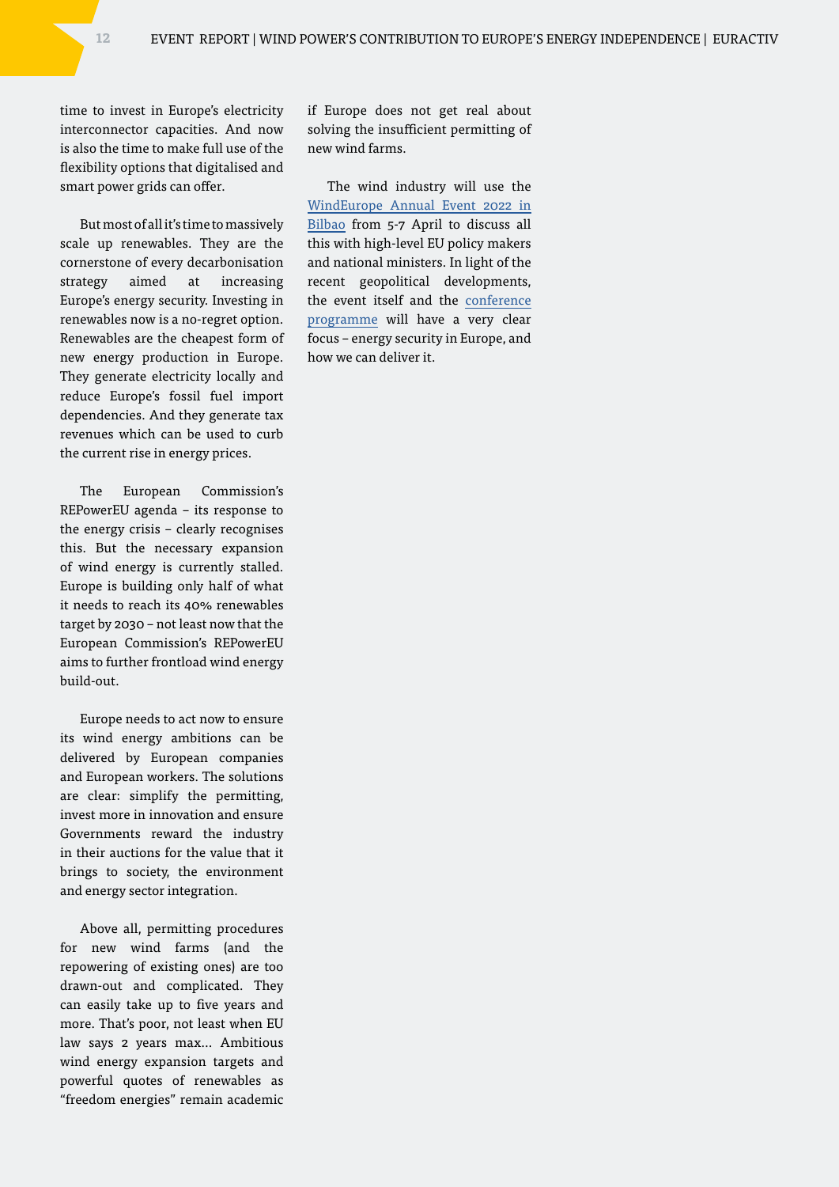time to invest in Europe's electricity interconnector capacities. And now is also the time to make full use of the flexibility options that digitalised and smart power grids can offer.

But most of all it's time to massively scale up renewables. They are the cornerstone of every decarbonisation strategy aimed at increasing Europe's energy security. Investing in renewables now is a no-regret option. Renewables are the cheapest form of new energy production in Europe. They generate electricity locally and reduce Europe's fossil fuel import dependencies. And they generate tax revenues which can be used to curb the current rise in energy prices.

The European Commission's REPowerEU agenda – its response to the energy crisis – clearly recognises this. But the necessary expansion of wind energy is currently stalled. Europe is building only half of what it needs to reach its 40% renewables target by 2030 – not least now that the European Commission's REPowerEU aims to further frontload wind energy build-out.

Europe needs to act now to ensure its wind energy ambitions can be delivered by European companies and European workers. The solutions are clear: simplify the permitting, invest more in innovation and ensure Governments reward the industry in their auctions for the value that it brings to society, the environment and energy sector integration.

Above all, permitting procedures for new wind farms (and the repowering of existing ones) are too drawn-out and complicated. They can easily take up to five years and more. That's poor, not least when EU law says 2 years max… Ambitious wind energy expansion targets and powerful quotes of renewables as "freedom energies" remain academic if Europe does not get real about solving the insufficient permitting of new wind farms.

The wind industry will use the WindEurope Annual Event 2022 in Bilbao from 5-7 April to discuss all this with high-level EU policy makers and national ministers. In light of the recent geopolitical developments, the event itself and the conference programme will have a very clear focus – energy security in Europe, and how we can deliver it.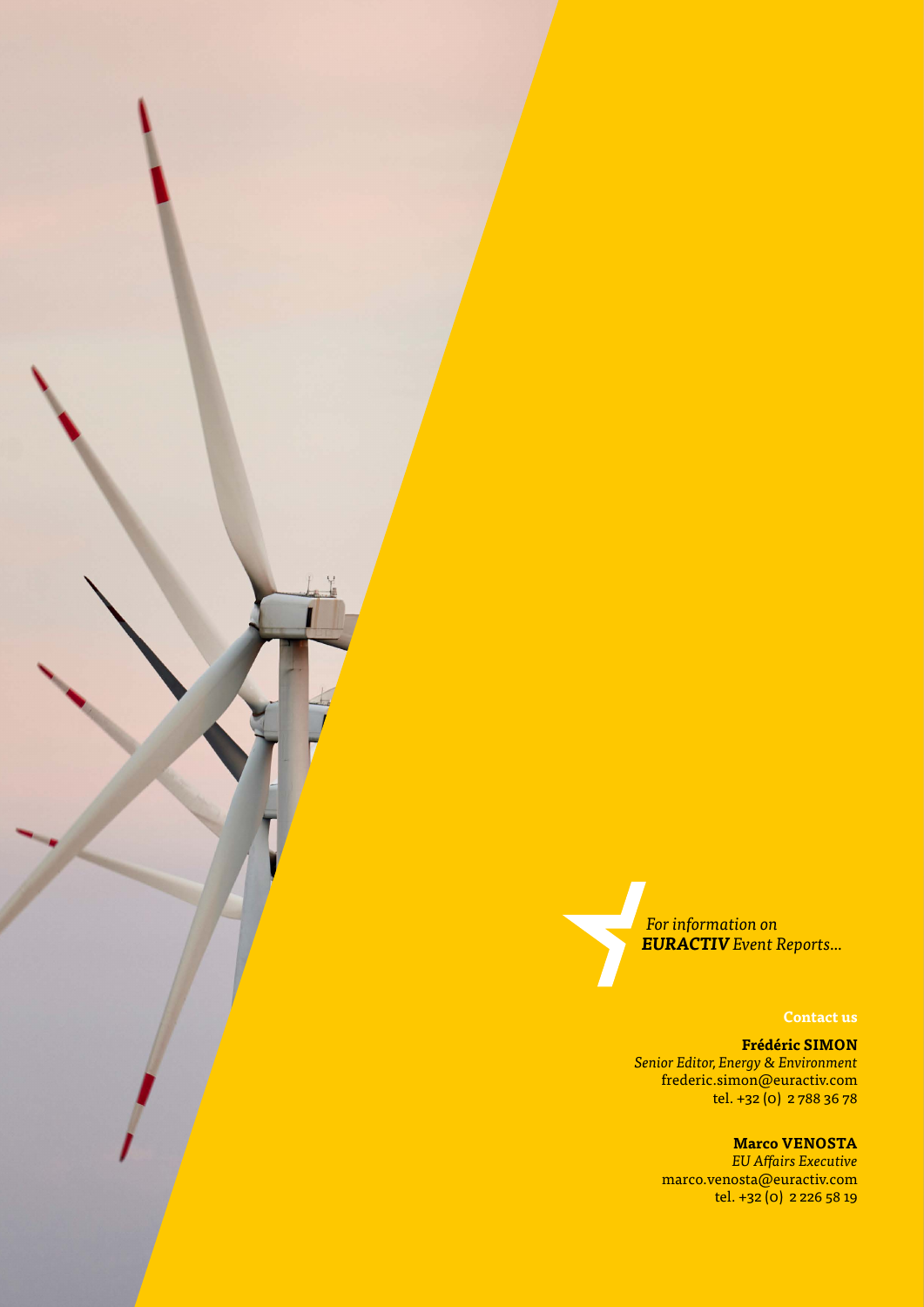*For information on*
***EURACTIV** Event Reports...*

**Contact us**

**Frédéric SIMON**
*Senior Editor, Energy & Environment*
frederic.simon@euractiv.com
tel. +32 (0) 2 788 36 78

**Marco VENOSTA**
*EU Affairs Executive*
marco.venosta@euractiv.com
tel. +32 (0) 2 226 58 19